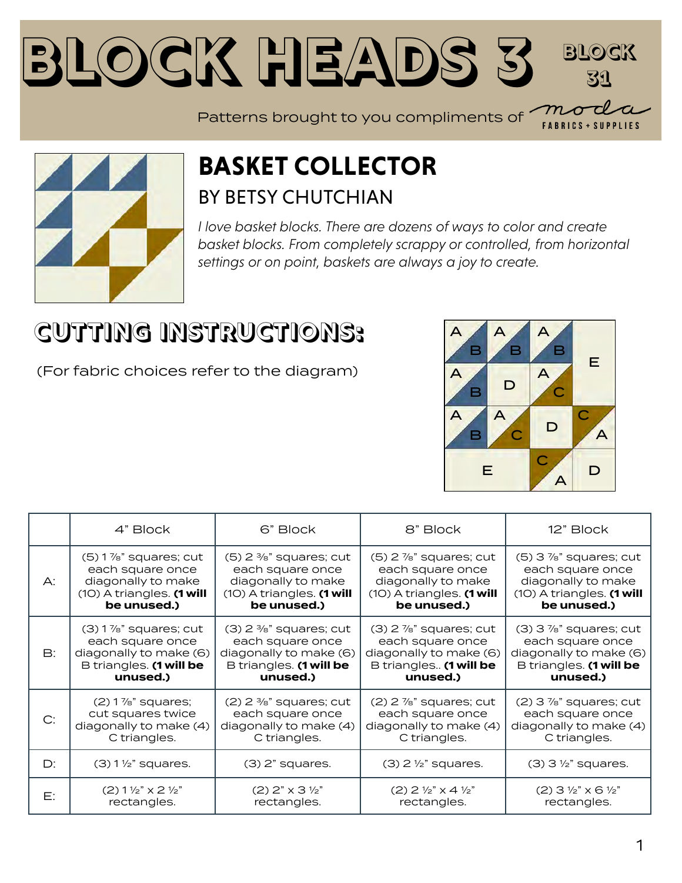# BLOCK HEADS 3

BLOCK 31

Patterns brought to you compliments of moda FABRICS + SUPPLIES

## BASKET COLLECTOR

### BY BETSY CHUTCHIAN

*I love basket blocks. There are dozens of ways to color and create basket blocks. From completely scrappy or controlled, from horizontal settings or on point, baskets are always a joy to create.*

## CUTTING INSTRUCTIONS:

(For fabric choices refer to the diagram)

| | 4" Block | 6" Block | 8" Block | 12" Block |
|---|---|---|---|---|
| A: | (5) 1 ⅞" squares; cut each square once diagonally to make (10) A triangles. **(1 will be unused.)** | (5) 2 ⅜" squares; cut each square once diagonally to make (10) A triangles. **(1 will be unused.)** | (5) 2 ⅞" squares; cut each square once diagonally to make (10) A triangles. **(1 will be unused.)** | (5) 3 ⅞" squares; cut each square once diagonally to make (10) A triangles. **(1 will be unused.)** |
| B: | (3) 1 ⅞" squares; cut each square once diagonally to make (6) B triangles. **(1 will be unused.)** | (3) 2 ⅜" squares; cut each square once diagonally to make (6) B triangles. **(1 will be unused.)** | (3) 2 ⅞" squares; cut each square once diagonally to make (6) B triangles.. **(1 will be unused.)** | (3) 3 ⅞" squares; cut each square once diagonally to make (6) B triangles. **(1 will be unused.)** |
| C: | (2) 1 ⅞" squares; cut squares twice diagonally to make (4) C triangles. | (2) 2 ⅜" squares; cut each square once diagonally to make (4) C triangles. | (2) 2 ⅞" squares; cut each square once diagonally to make (4) C triangles. | (2) 3 ⅞" squares; cut each square once diagonally to make (4) C triangles. |
| D: | (3) 1 ½" squares. | (3) 2" squares. | (3) 2 ½" squares. | (3) 3 ½" squares. |
| E: | (2) 1 ½" x 2 ½" rectangles. | (2) 2" x 3 ½" rectangles. | (2) 2 ½" x 4 ½" rectangles. | (2) 3 ½" x 6 ½" rectangles. |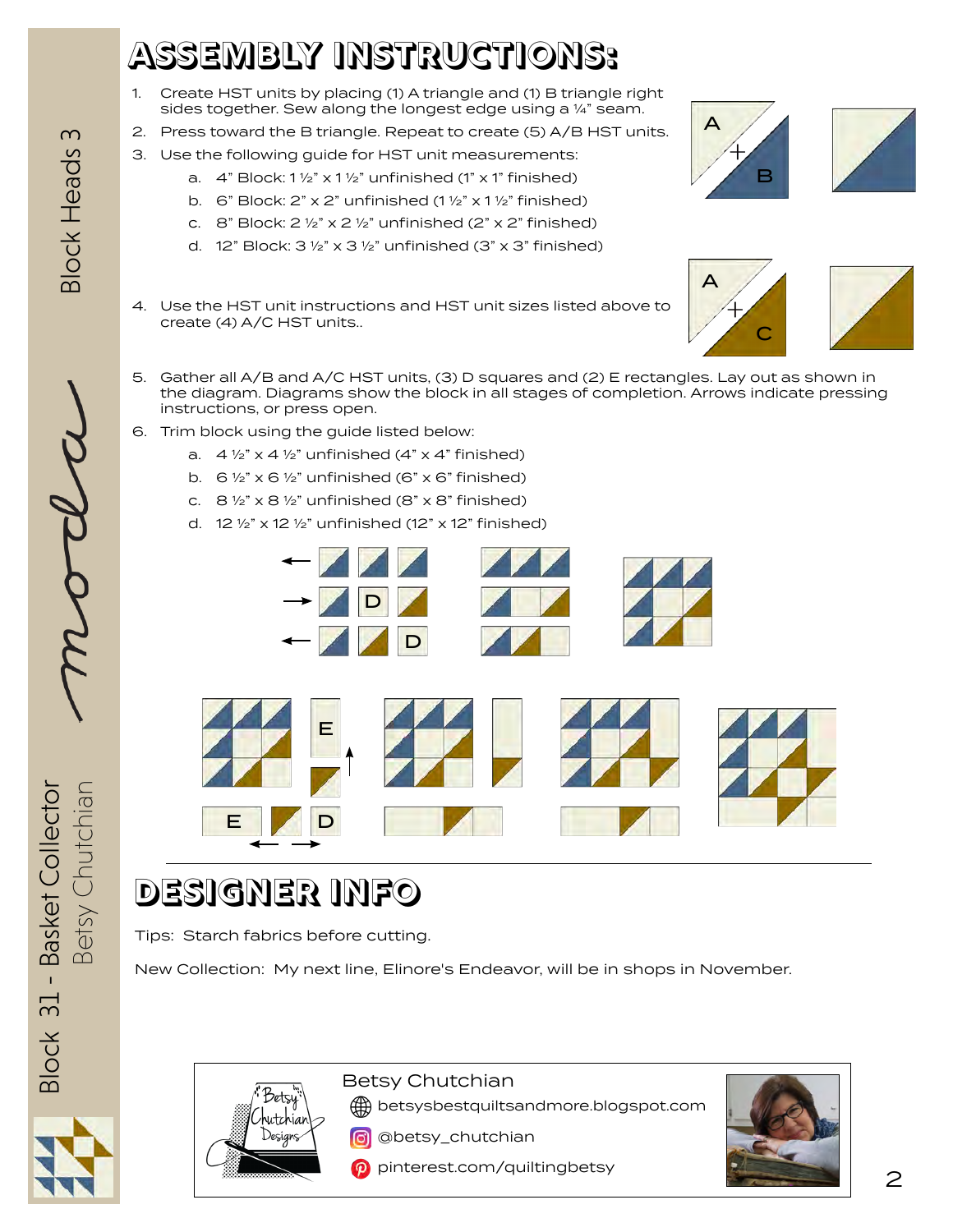# ASSEMBLY INSTRUCTIONS:

1. Create HST units by placing (1) A triangle and (1) B triangle right sides together. Sew along the longest edge using a ¼" seam.
2. Press toward the B triangle. Repeat to create (5) A/B HST units.
3. Use the following guide for HST unit measurements:
   a. 4" Block: 1 ½" x 1 ½" unfinished (1" x 1" finished)
   b. 6" Block: 2" x 2" unfinished (1 ½" x 1 ½" finished)
   c. 8" Block: 2 ½" x 2 ½" unfinished (2" x 2" finished)
   d. 12" Block: 3 ½" x 3 ½" unfinished (3" x 3" finished)
4. Use the HST unit instructions and HST unit sizes listed above to create (4) A/C HST units..
5. Gather all A/B and A/C HST units, (3) D squares and (2) E rectangles. Lay out as shown in the diagram. Diagrams show the block in all stages of completion. Arrows indicate pressing instructions, or press open.
6. Trim block using the guide listed below:
   a. 4 ½" x 4 ½" unfinished (4" x 4" finished)
   b. 6 ½" x 6 ½" unfinished (6" x 6" finished)
   c. 8 ½" x 8 ½" unfinished (8" x 8" finished)
   d. 12 ½" x 12 ½" unfinished (12" x 12" finished)

# DESIGNER INFO

Tips: Starch fabrics before cutting.

New Collection: My next line, Elinore's Endeavor, will be in shops in November.

Betsy Chutchian
betsysbestquiltsandmore.blogspot.com
@betsy_chutchian
pinterest.com/quiltingbetsy